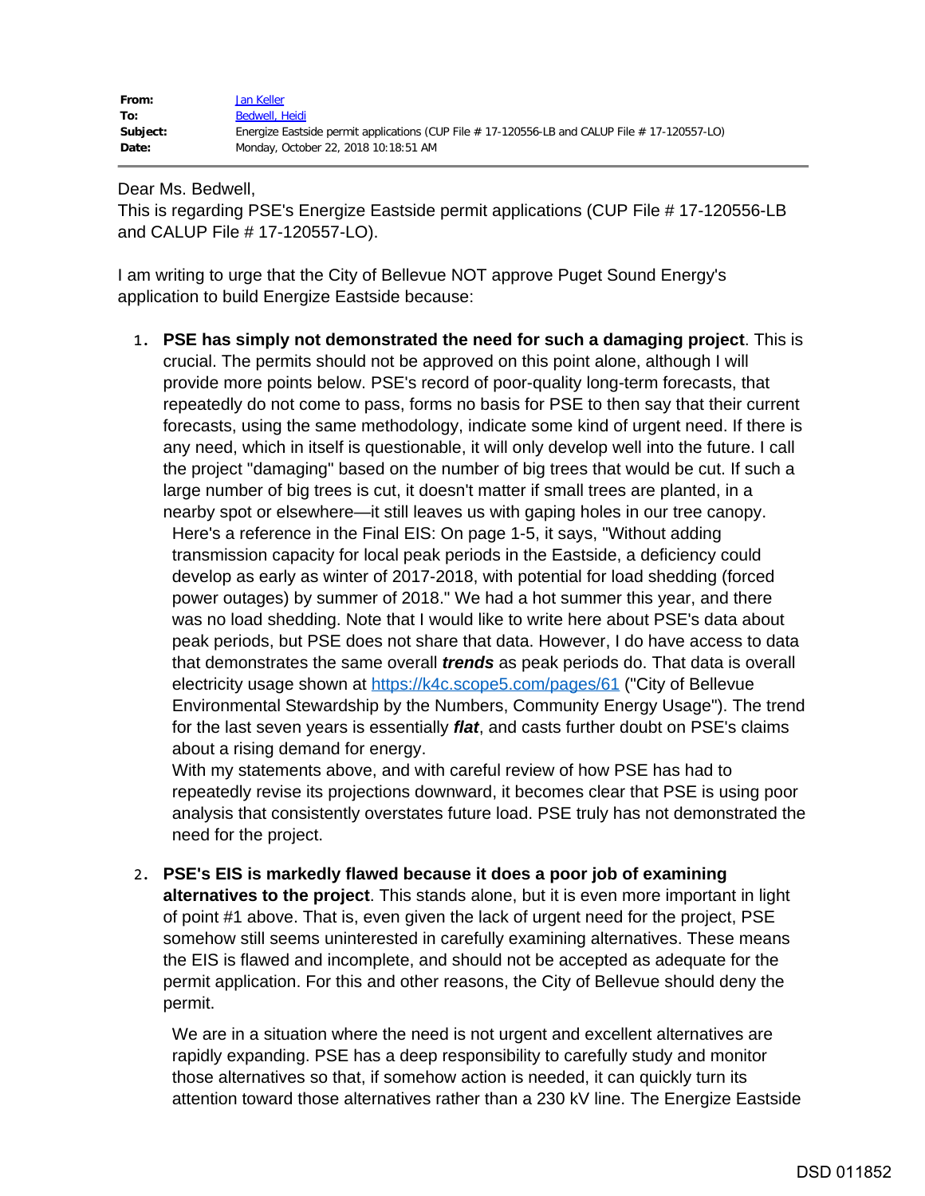| | |
|---|---|
| **From:** | Jan Keller |
| **To:** | Bedwell, Heidi |
| **Subject:** | Energize Eastside permit applications (CUP File # 17-120556-LB and CALUP File # 17-120557-LO) |
| **Date:** | Monday, October 22, 2018 10:18:51 AM |

---

Dear Ms. Bedwell,
This is regarding PSE's Energize Eastside permit applications (CUP File # 17-120556-LB and CALUP File # 17-120557-LO).

I am writing to urge that the City of Bellevue NOT approve Puget Sound Energy's application to build Energize Eastside because:

1. **PSE has simply not demonstrated the need for such a damaging project**. This is crucial. The permits should not be approved on this point alone, although I will provide more points below. PSE's record of poor-quality long-term forecasts, that repeatedly do not come to pass, forms no basis for PSE to then say that their current forecasts, using the same methodology, indicate some kind of urgent need. If there is any need, which in itself is questionable, it will only develop well into the future. I call the project "damaging" based on the number of big trees that would be cut. If such a large number of big trees is cut, it doesn't matter if small trees are planted, in a nearby spot or elsewhere—it still leaves us with gaping holes in our tree canopy.

   Here's a reference in the Final EIS: On page 1-5, it says, "Without adding transmission capacity for local peak periods in the Eastside, a deficiency could develop as early as winter of 2017-2018, with potential for load shedding (forced power outages) by summer of 2018." We had a hot summer this year, and there was no load shedding. Note that I would like to write here about PSE's data about peak periods, but PSE does not share that data. However, I do have access to data that demonstrates the same overall ***trends*** as peak periods do. That data is overall electricity usage shown at https://k4c.scope5.com/pages/61 ("City of Bellevue Environmental Stewardship by the Numbers, Community Energy Usage"). The trend for the last seven years is essentially ***flat***, and casts further doubt on PSE's claims about a rising demand for energy.

   With my statements above, and with careful review of how PSE has had to repeatedly revise its projections downward, it becomes clear that PSE is using poor analysis that consistently overstates future load. PSE truly has not demonstrated the need for the project.

2. **PSE's EIS is markedly flawed because it does a poor job of examining alternatives to the project**. This stands alone, but it is even more important in light of point #1 above. That is, even given the lack of urgent need for the project, PSE somehow still seems uninterested in carefully examining alternatives. These means the EIS is flawed and incomplete, and should not be accepted as adequate for the permit application. For this and other reasons, the City of Bellevue should deny the permit.

   We are in a situation where the need is not urgent and excellent alternatives are rapidly expanding. PSE has a deep responsibility to carefully study and monitor those alternatives so that, if somehow action is needed, it can quickly turn its attention toward those alternatives rather than a 230 kV line. The Energize Eastside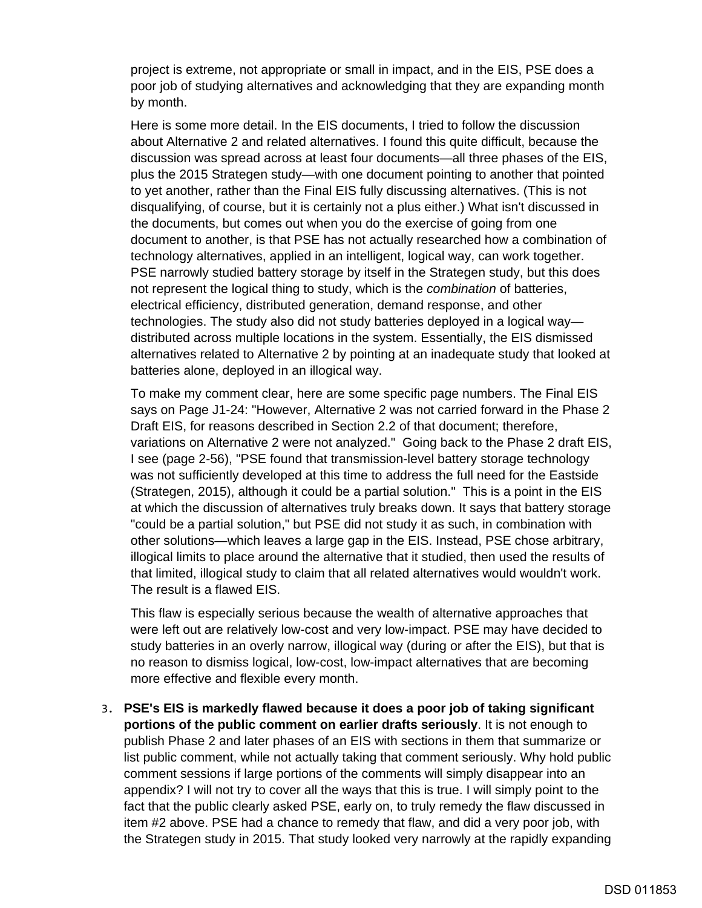project is extreme, not appropriate or small in impact, and in the EIS, PSE does a poor job of studying alternatives and acknowledging that they are expanding month by month.

Here is some more detail. In the EIS documents, I tried to follow the discussion about Alternative 2 and related alternatives. I found this quite difficult, because the discussion was spread across at least four documents—all three phases of the EIS, plus the 2015 Strategen study—with one document pointing to another that pointed to yet another, rather than the Final EIS fully discussing alternatives. (This is not disqualifying, of course, but it is certainly not a plus either.) What isn't discussed in the documents, but comes out when you do the exercise of going from one document to another, is that PSE has not actually researched how a combination of technology alternatives, applied in an intelligent, logical way, can work together. PSE narrowly studied battery storage by itself in the Strategen study, but this does not represent the logical thing to study, which is the *combination* of batteries, electrical efficiency, distributed generation, demand response, and other technologies. The study also did not study batteries deployed in a logical way—distributed across multiple locations in the system. Essentially, the EIS dismissed alternatives related to Alternative 2 by pointing at an inadequate study that looked at batteries alone, deployed in an illogical way.

To make my comment clear, here are some specific page numbers. The Final EIS says on Page J1-24: "However, Alternative 2 was not carried forward in the Phase 2 Draft EIS, for reasons described in Section 2.2 of that document; therefore, variations on Alternative 2 were not analyzed." Going back to the Phase 2 draft EIS, I see (page 2-56), "PSE found that transmission-level battery storage technology was not sufficiently developed at this time to address the full need for the Eastside (Strategen, 2015), although it could be a partial solution." This is a point in the EIS at which the discussion of alternatives truly breaks down. It says that battery storage "could be a partial solution," but PSE did not study it as such, in combination with other solutions—which leaves a large gap in the EIS. Instead, PSE chose arbitrary, illogical limits to place around the alternative that it studied, then used the results of that limited, illogical study to claim that all related alternatives would wouldn't work. The result is a flawed EIS.

This flaw is especially serious because the wealth of alternative approaches that were left out are relatively low-cost and very low-impact. PSE may have decided to study batteries in an overly narrow, illogical way (during or after the EIS), but that is no reason to dismiss logical, low-cost, low-impact alternatives that are becoming more effective and flexible every month.

3. **PSE's EIS is markedly flawed because it does a poor job of taking significant portions of the public comment on earlier drafts seriously**. It is not enough to publish Phase 2 and later phases of an EIS with sections in them that summarize or list public comment, while not actually taking that comment seriously. Why hold public comment sessions if large portions of the comments will simply disappear into an appendix? I will not try to cover all the ways that this is true. I will simply point to the fact that the public clearly asked PSE, early on, to truly remedy the flaw discussed in item #2 above. PSE had a chance to remedy that flaw, and did a very poor job, with the Strategen study in 2015. That study looked very narrowly at the rapidly expanding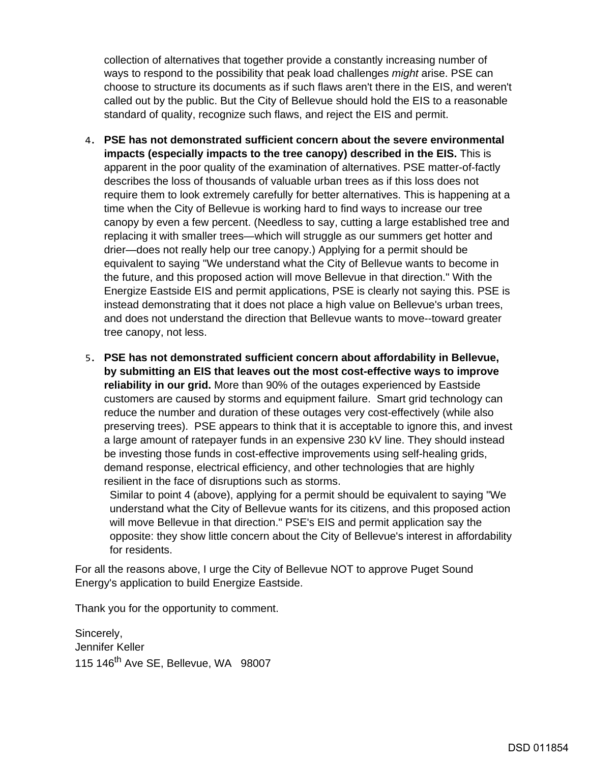collection of alternatives that together provide a constantly increasing number of ways to respond to the possibility that peak load challenges *might* arise. PSE can choose to structure its documents as if such flaws aren't there in the EIS, and weren't called out by the public. But the City of Bellevue should hold the EIS to a reasonable standard of quality, recognize such flaws, and reject the EIS and permit.

4. **PSE has not demonstrated sufficient concern about the severe environmental impacts (especially impacts to the tree canopy) described in the EIS.** This is apparent in the poor quality of the examination of alternatives. PSE matter-of-factly describes the loss of thousands of valuable urban trees as if this loss does not require them to look extremely carefully for better alternatives. This is happening at a time when the City of Bellevue is working hard to find ways to increase our tree canopy by even a few percent. (Needless to say, cutting a large established tree and replacing it with smaller trees—which will struggle as our summers get hotter and drier—does not really help our tree canopy.) Applying for a permit should be equivalent to saying "We understand what the City of Bellevue wants to become in the future, and this proposed action will move Bellevue in that direction." With the Energize Eastside EIS and permit applications, PSE is clearly not saying this. PSE is instead demonstrating that it does not place a high value on Bellevue's urban trees, and does not understand the direction that Bellevue wants to move--toward greater tree canopy, not less.

5. **PSE has not demonstrated sufficient concern about affordability in Bellevue, by submitting an EIS that leaves out the most cost-effective ways to improve reliability in our grid.** More than 90% of the outages experienced by Eastside customers are caused by storms and equipment failure. Smart grid technology can reduce the number and duration of these outages very cost-effectively (while also preserving trees). PSE appears to think that it is acceptable to ignore this, and invest a large amount of ratepayer funds in an expensive 230 kV line. They should instead be investing those funds in cost-effective improvements using self-healing grids, demand response, electrical efficiency, and other technologies that are highly resilient in the face of disruptions such as storms.

   Similar to point 4 (above), applying for a permit should be equivalent to saying "We understand what the City of Bellevue wants for its citizens, and this proposed action will move Bellevue in that direction." PSE's EIS and permit application say the opposite: they show little concern about the City of Bellevue's interest in affordability for residents.

For all the reasons above, I urge the City of Bellevue NOT to approve Puget Sound Energy's application to build Energize Eastside.

Thank you for the opportunity to comment.

Sincerely,
Jennifer Keller
115 146th Ave SE, Bellevue, WA 98007

DSD 011854